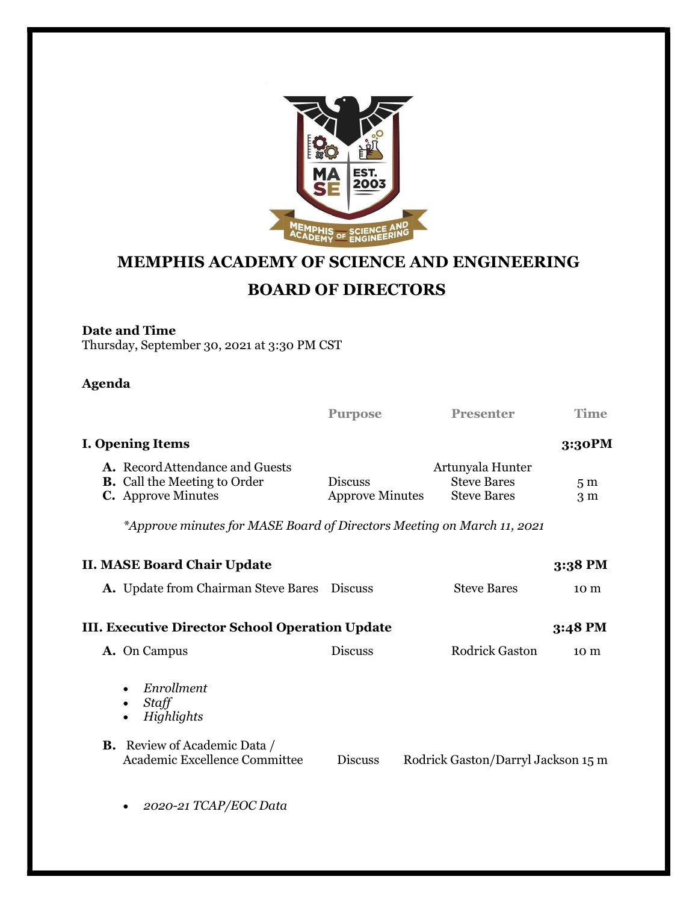# MEMPHIS ACADEMY OF SCIENCE AND ENGINEERING

## BOARD OF DIRECTORS

**Date and Time**
Thursday, September 30, 2021 at 3:30 PM CST

**Agenda**

| | Purpose | Presenter | Time |
|---|---|---|---|
| **I. Opening Items** | | | **3:30PM** |
| **A.** Record Attendance and Guests | | Artunyala Hunter | |
| **B.** Call the Meeting to Order | Discuss | Steve Bares | 5 m |
| **C.** Approve Minutes | Approve Minutes | Steve Bares | 3 m |

*\*Approve minutes for MASE Board of Directors Meeting on March 11, 2021*

| | Purpose | Presenter | Time |
|---|---|---|---|
| **II. MASE Board Chair Update** | | | **3:38 PM** |
| **A.** Update from Chairman Steve Bares | Discuss | Steve Bares | 10 m |
| **III. Executive Director School Operation Update** | | | **3:48 PM** |
| **A.** On Campus | Discuss | Rodrick Gaston | 10 m |

- *Enrollment*
- *Staff*
- *Highlights*

| | Purpose | Presenter | Time |
|---|---|---|---|
| **B.** Review of Academic Data / Academic Excellence Committee | Discuss | Rodrick Gaston/Darryl Jackson | 15 m |

- *2020-21 TCAP/EOC Data*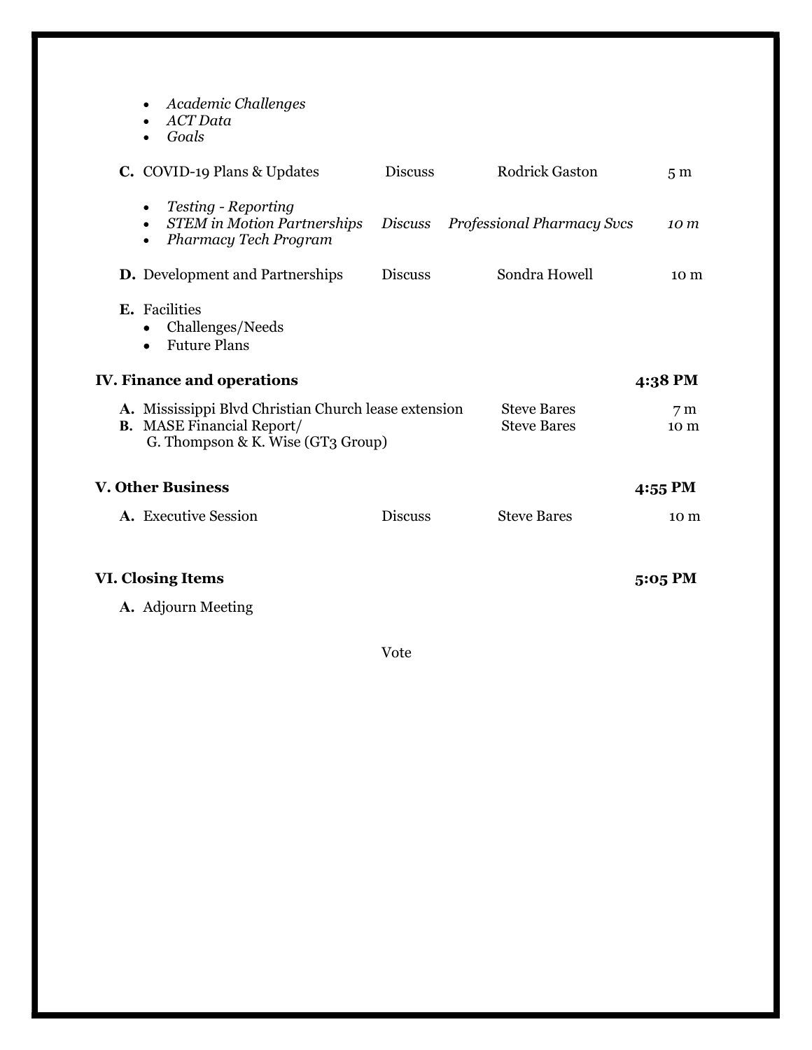- *Academic Challenges*
- *ACT Data*
- *Goals*

| | | | |
|---|---|---|---|
| **C.** COVID-19 Plans & Updates | Discuss | Rodrick Gaston | 5 m |
| • *Testing - Reporting* | | | |
| • *STEM in Motion Partnerships* | *Discuss* | *Professional Pharmacy Svcs* | *10 m* |
| • *Pharmacy Tech Program* | | | |
| **D.** Development and Partnerships | Discuss | Sondra Howell | 10 m |

**E.** Facilities

- Challenges/Needs
- Future Plans

## IV. Finance and operations — 4:38 PM

| | | |
|---|---|---|
| **A.** Mississippi Blvd Christian Church lease extension | Steve Bares | 7 m |
| **B.** MASE Financial Report/ G. Thompson & K. Wise (GT3 Group) | Steve Bares | 10 m |

## V. Other Business — 4:55 PM

| | | | |
|---|---|---|---|
| **A.** Executive Session | Discuss | Steve Bares | 10 m |

## VI. Closing Items — 5:05 PM

**A.** Adjourn Meeting

Vote